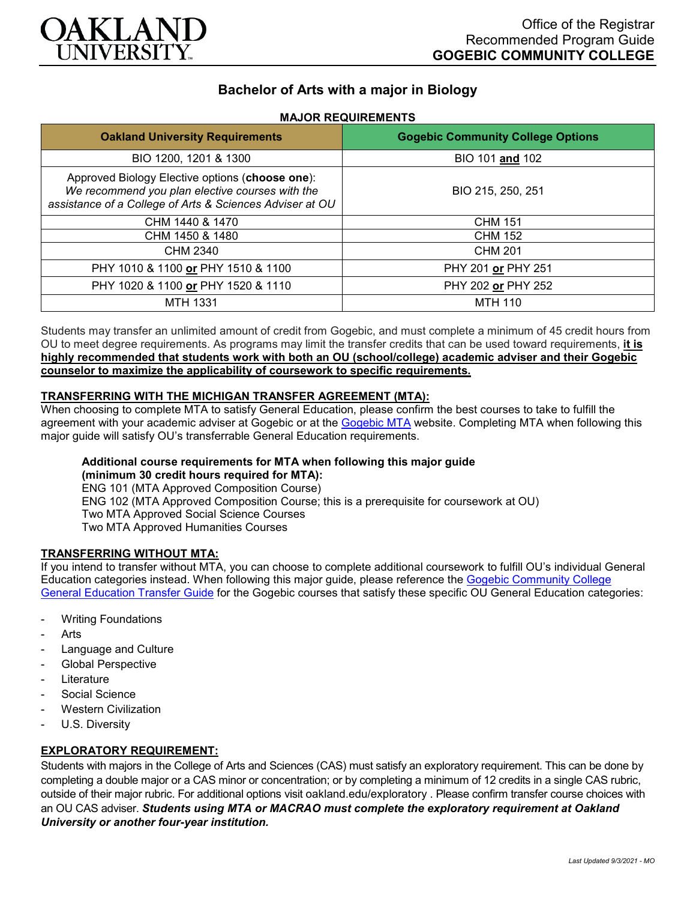Office of the Registrar
Recommended Program Guide
**GOGEBIC COMMUNITY COLLEGE**

# Bachelor of Arts with a major in Biology

## MAJOR REQUIREMENTS

| Oakland University Requirements | Gogebic Community College Options |
|---|---|
| BIO 1200, 1201 & 1300 | BIO 101 **and** 102 |
| Approved Biology Elective options (**choose one**): *We recommend you plan elective courses with the assistance of a College of Arts & Sciences Adviser at OU* | BIO 215, 250, 251 |
| CHM 1440 & 1470 | CHM 151 |
| CHM 1450 & 1480 | CHM 152 |
| CHM 2340 | CHM 201 |
| PHY 1010 & 1100 **or** PHY 1510 & 1100 | PHY 201 **or** PHY 251 |
| PHY 1020 & 1100 **or** PHY 1520 & 1110 | PHY 202 **or** PHY 252 |
| MTH 1331 | MTH 110 |

Students may transfer an unlimited amount of credit from Gogebic, and must complete a minimum of 45 credit hours from OU to meet degree requirements. As programs may limit the transfer credits that can be used toward requirements, **it is highly recommended that students work with both an OU (school/college) academic adviser and their Gogebic counselor to maximize the applicability of coursework to specific requirements.**

### TRANSFERRING WITH THE MICHIGAN TRANSFER AGREEMENT (MTA):

When choosing to complete MTA to satisfy General Education, please confirm the best courses to take to fulfill the agreement with your academic adviser at Gogebic or at the Gogebic MTA website. Completing MTA when following this major guide will satisfy OU's transferrable General Education requirements.

**Additional course requirements for MTA when following this major guide (minimum 30 credit hours required for MTA):**
ENG 101 (MTA Approved Composition Course)
ENG 102 (MTA Approved Composition Course; this is a prerequisite for coursework at OU)
Two MTA Approved Social Science Courses
Two MTA Approved Humanities Courses

### TRANSFERRING WITHOUT MTA:

If you intend to transfer without MTA, you can choose to complete additional coursework to fulfill OU's individual General Education categories instead. When following this major guide, please reference the Gogebic Community College General Education Transfer Guide for the Gogebic courses that satisfy these specific OU General Education categories:

- Writing Foundations
- Arts
- Language and Culture
- Global Perspective
- Literature
- Social Science
- Western Civilization
- U.S. Diversity

### EXPLORATORY REQUIREMENT:

Students with majors in the College of Arts and Sciences (CAS) must satisfy an exploratory requirement. This can be done by completing a double major or a CAS minor or concentration; or by completing a minimum of 12 credits in a single CAS rubric, outside of their major rubric. For additional options visit oakland.edu/exploratory . Please confirm transfer course choices with an OU CAS adviser. ***Students using MTA or MACRAO must complete the exploratory requirement at Oakland University or another four-year institution.***

*Last Updated 9/3/2021 - MO*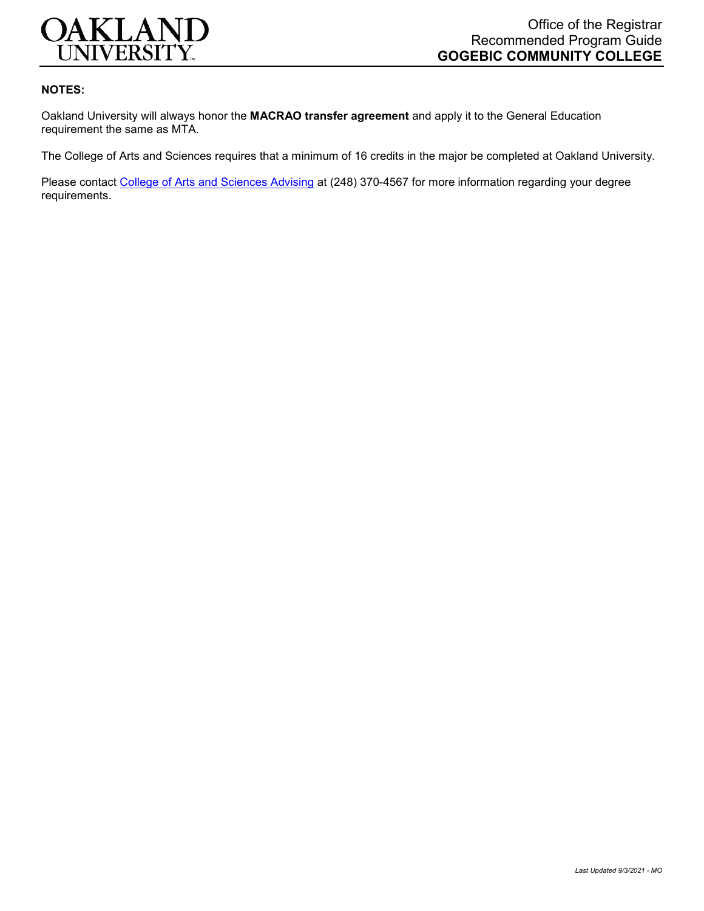**NOTES:**

Oakland University will always honor the **MACRAO transfer agreement** and apply it to the General Education requirement the same as MTA.

The College of Arts and Sciences requires that a minimum of 16 credits in the major be completed at Oakland University.

Please contact College of Arts and Sciences Advising at (248) 370-4567 for more information regarding your degree requirements.

*Last Updated 9/3/2021 - MO*